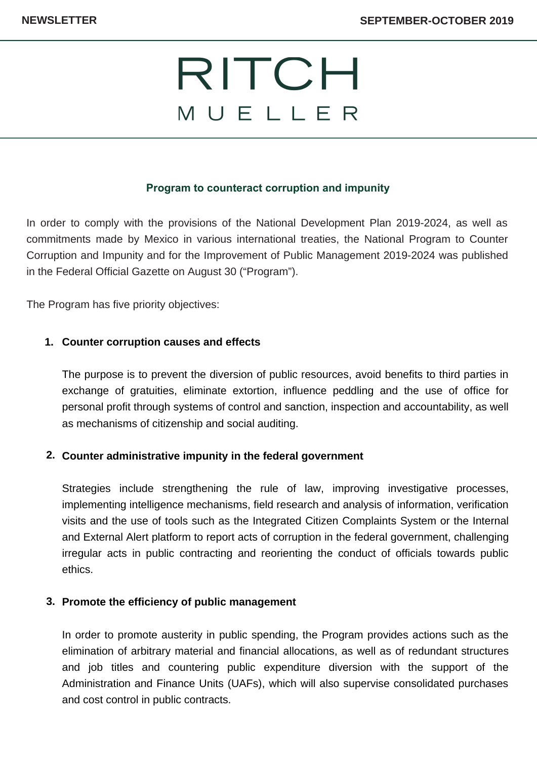# RITCH MUELLER

## Program to counteract corruption and impunity

In order to comply with the provisions of the National Development Plan 2019-2024, as well as commitments made by Mexico in various international treaties, the National Program to Counter Corruption and Impunity and for the Improvement of Public Management 2019-2024 was published in the Federal Official Gazette on August 30 ("Program").

The Program has five priority objectives:

1. **Counter corruption causes and effects**

   The purpose is to prevent the diversion of public resources, avoid benefits to third parties in exchange of gratuities, eliminate extortion, influence peddling and the use of office for personal profit through systems of control and sanction, inspection and accountability, as well as mechanisms of citizenship and social auditing.

2. **Counter administrative impunity in the federal government**

   Strategies include strengthening the rule of law, improving investigative processes, implementing intelligence mechanisms, field research and analysis of information, verification visits and the use of tools such as the Integrated Citizen Complaints System or the Internal and External Alert platform to report acts of corruption in the federal government, challenging irregular acts in public contracting and reorienting the conduct of officials towards public ethics.

3. **Promote the efficiency of public management**

   In order to promote austerity in public spending, the Program provides actions such as the elimination of arbitrary material and financial allocations, as well as of redundant structures and job titles and countering public expenditure diversion with the support of the Administration and Finance Units (UAFs), which will also supervise consolidated purchases and cost control in public contracts.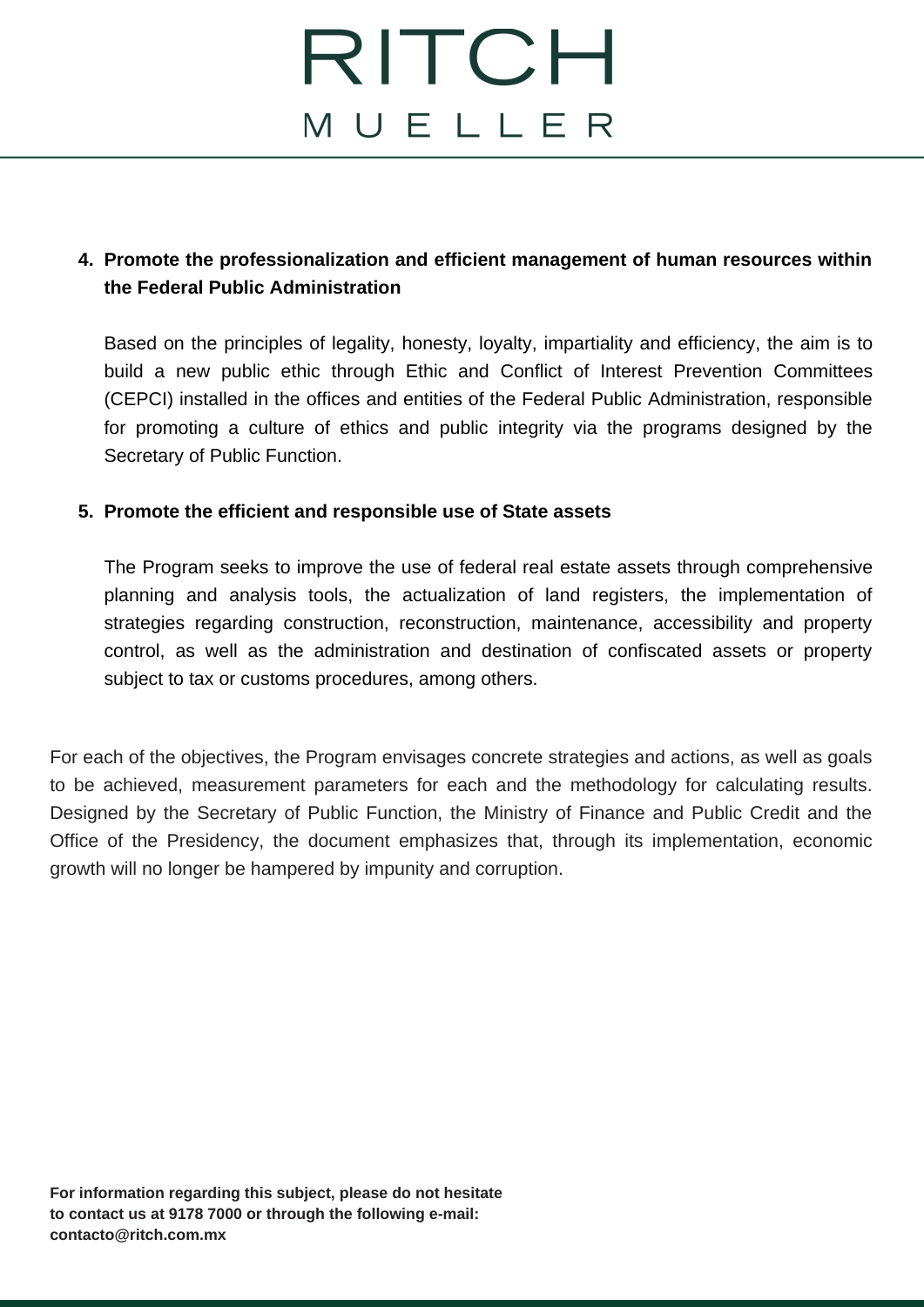4. **Promote the professionalization and efficient management of human resources within the Federal Public Administration**

   Based on the principles of legality, honesty, loyalty, impartiality and efficiency, the aim is to build a new public ethic through Ethic and Conflict of Interest Prevention Committees (CEPCI) installed in the offices and entities of the Federal Public Administration, responsible for promoting a culture of ethics and public integrity via the programs designed by the Secretary of Public Function.

5. **Promote the efficient and responsible use of State assets**

   The Program seeks to improve the use of federal real estate assets through comprehensive planning and analysis tools, the actualization of land registers, the implementation of strategies regarding construction, reconstruction, maintenance, accessibility and property control, as well as the administration and destination of confiscated assets or property subject to tax or customs procedures, among others.

For each of the objectives, the Program envisages concrete strategies and actions, as well as goals to be achieved, measurement parameters for each and the methodology for calculating results. Designed by the Secretary of Public Function, the Ministry of Finance and Public Credit and the Office of the Presidency, the document emphasizes that, through its implementation, economic growth will no longer be hampered by impunity and corruption.

**For information regarding this subject, please do not hesitate to contact us at 9178 7000 or through the following e-mail: contacto@ritch.com.mx**